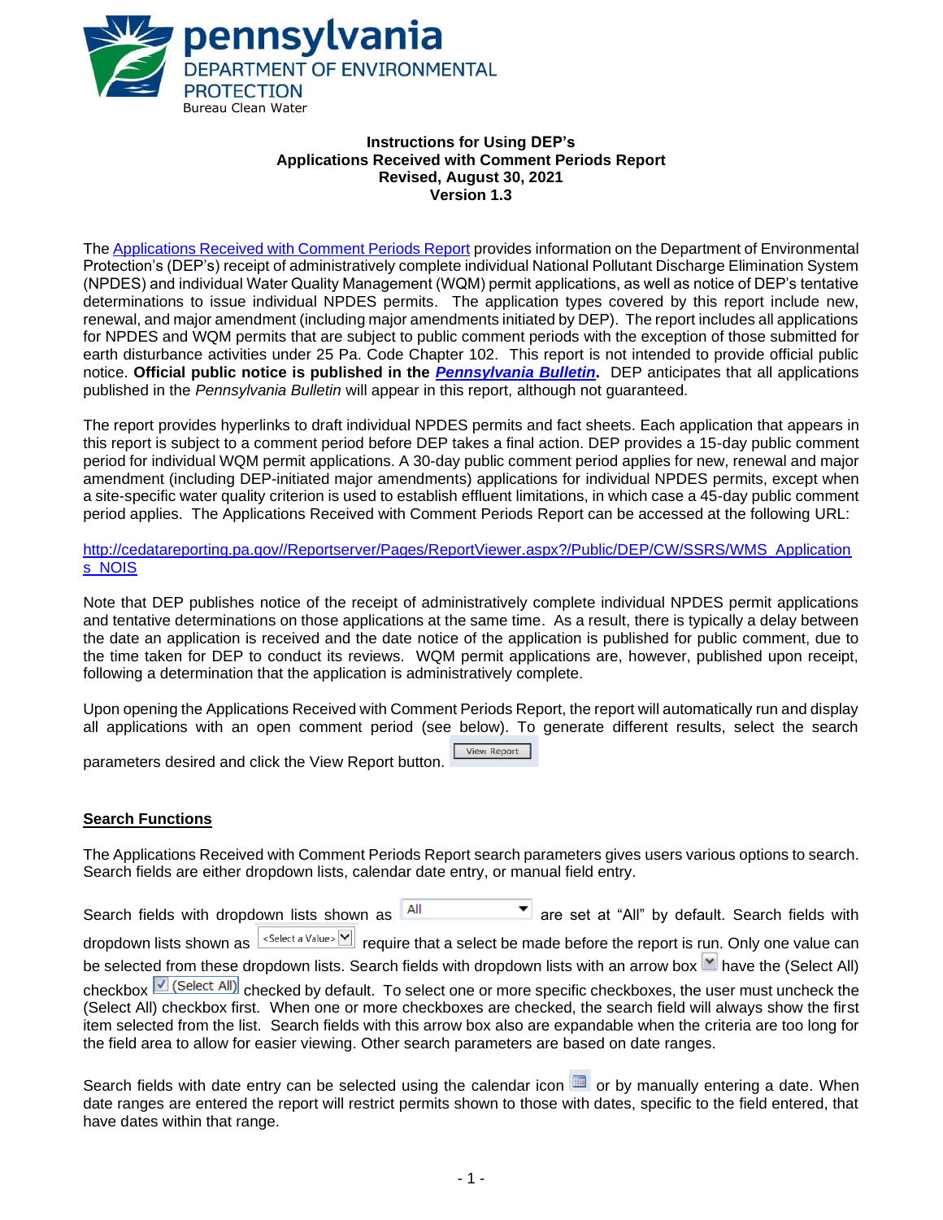pennsylvania
DEPARTMENT OF ENVIRONMENTAL PROTECTION
Bureau Clean Water

**Instructions for Using DEP's**
**Applications Received with Comment Periods Report**
**Revised, August 30, 2021**
**Version 1.3**

The [Applications Received with Comment Periods Report](http://cedatareporting.pa.gov//Reportserver/Pages/ReportViewer.aspx?/Public/DEP/CW/SSRS/WMS_Applications_NOIS) provides information on the Department of Environmental Protection's (DEP's) receipt of administratively complete individual National Pollutant Discharge Elimination System (NPDES) and individual Water Quality Management (WQM) permit applications, as well as notice of DEP's tentative determinations to issue individual NPDES permits. The application types covered by this report include new, renewal, and major amendment (including major amendments initiated by DEP). The report includes all applications for NPDES and WQM permits that are subject to public comment periods with the exception of those submitted for earth disturbance activities under 25 Pa. Code Chapter 102. This report is not intended to provide official public notice. **Official public notice is published in the *Pennsylvania Bulletin*.** DEP anticipates that all applications published in the *Pennsylvania Bulletin* will appear in this report, although not guaranteed.

The report provides hyperlinks to draft individual NPDES permits and fact sheets. Each application that appears in this report is subject to a comment period before DEP takes a final action. DEP provides a 15-day public comment period for individual WQM permit applications. A 30-day public comment period applies for new, renewal and major amendment (including DEP-initiated major amendments) applications for individual NPDES permits, except when a site-specific water quality criterion is used to establish effluent limitations, in which case a 45-day public comment period applies. The Applications Received with Comment Periods Report can be accessed at the following URL:

http://cedatareporting.pa.gov//Reportserver/Pages/ReportViewer.aspx?/Public/DEP/CW/SSRS/WMS_Applications_NOIS

Note that DEP publishes notice of the receipt of administratively complete individual NPDES permit applications and tentative determinations on those applications at the same time. As a result, there is typically a delay between the date an application is received and the date notice of the application is published for public comment, due to the time taken for DEP to conduct its reviews. WQM permit applications are, however, published upon receipt, following a determination that the application is administratively complete.

Upon opening the Applications Received with Comment Periods Report, the report will automatically run and display all applications with an open comment period (see below). To generate different results, select the search parameters desired and click the View Report button. [View Report]

## Search Functions

The Applications Received with Comment Periods Report search parameters gives users various options to search. Search fields are either dropdown lists, calendar date entry, or manual field entry.

Search fields with dropdown lists shown as [All ▼] are set at "All" by default. Search fields with dropdown lists shown as [<Select a Value> ▼] require that a select be made before the report is run. Only one value can be selected from these dropdown lists. Search fields with dropdown lists with an arrow box [▼] have the (Select All) checkbox [☑ (Select All)] checked by default. To select one or more specific checkboxes, the user must uncheck the (Select All) checkbox first. When one or more checkboxes are checked, the search field will always show the first item selected from the list. Search fields with this arrow box also are expandable when the criteria are too long for the field area to allow for easier viewing. Other search parameters are based on date ranges.

Search fields with date entry can be selected using the calendar icon or by manually entering a date. When date ranges are entered the report will restrict permits shown to those with dates, specific to the field entered, that have dates within that range.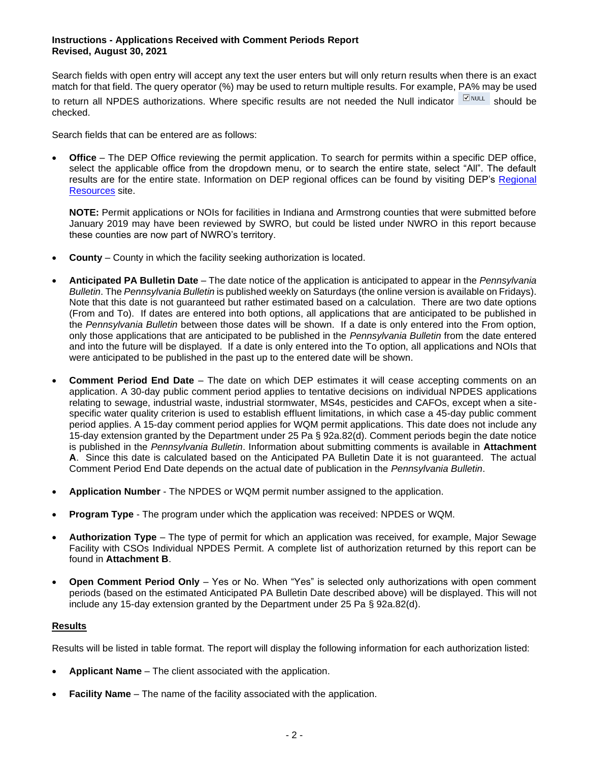**Instructions - Applications Received with Comment Periods Report**
**Revised, August 30, 2021**

Search fields with open entry will accept any text the user enters but will only return results when there is an exact match for that field. The query operator (%) may be used to return multiple results. For example, PA% may be used to return all NPDES authorizations. Where specific results are not needed the Null indicator ☑NULL should be checked.

Search fields that can be entered are as follows:

- **Office** – The DEP Office reviewing the permit application. To search for permits within a specific DEP office, select the applicable office from the dropdown menu, or to search the entire state, select "All". The default results are for the entire state. Information on DEP regional offices can be found by visiting DEP's Regional Resources site.

  **NOTE:** Permit applications or NOIs for facilities in Indiana and Armstrong counties that were submitted before January 2019 may have been reviewed by SWRO, but could be listed under NWRO in this report because these counties are now part of NWRO's territory.

- **County** – County in which the facility seeking authorization is located.

- **Anticipated PA Bulletin Date** – The date notice of the application is anticipated to appear in the *Pennsylvania Bulletin*. The *Pennsylvania Bulletin* is published weekly on Saturdays (the online version is available on Fridays). Note that this date is not guaranteed but rather estimated based on a calculation. There are two date options (From and To). If dates are entered into both options, all applications that are anticipated to be published in the *Pennsylvania Bulletin* between those dates will be shown. If a date is only entered into the From option, only those applications that are anticipated to be published in the *Pennsylvania Bulletin* from the date entered and into the future will be displayed. If a date is only entered into the To option, all applications and NOIs that were anticipated to be published in the past up to the entered date will be shown.

- **Comment Period End Date** – The date on which DEP estimates it will cease accepting comments on an application. A 30-day public comment period applies to tentative decisions on individual NPDES applications relating to sewage, industrial waste, industrial stormwater, MS4s, pesticides and CAFOs, except when a site-specific water quality criterion is used to establish effluent limitations, in which case a 45-day public comment period applies. A 15-day comment period applies for WQM permit applications. This date does not include any 15-day extension granted by the Department under 25 Pa § 92a.82(d). Comment periods begin the date notice is published in the *Pennsylvania Bulletin*. Information about submitting comments is available in **Attachment A**. Since this date is calculated based on the Anticipated PA Bulletin Date it is not guaranteed. The actual Comment Period End Date depends on the actual date of publication in the *Pennsylvania Bulletin*.

- **Application Number** - The NPDES or WQM permit number assigned to the application.

- **Program Type** - The program under which the application was received: NPDES or WQM.

- **Authorization Type** – The type of permit for which an application was received, for example, Major Sewage Facility with CSOs Individual NPDES Permit. A complete list of authorization returned by this report can be found in **Attachment B**.

- **Open Comment Period Only** – Yes or No. When "Yes" is selected only authorizations with open comment periods (based on the estimated Anticipated PA Bulletin Date described above) will be displayed. This will not include any 15-day extension granted by the Department under 25 Pa § 92a.82(d).

**Results**

Results will be listed in table format. The report will display the following information for each authorization listed:

- **Applicant Name** – The client associated with the application.

- **Facility Name** – The name of the facility associated with the application.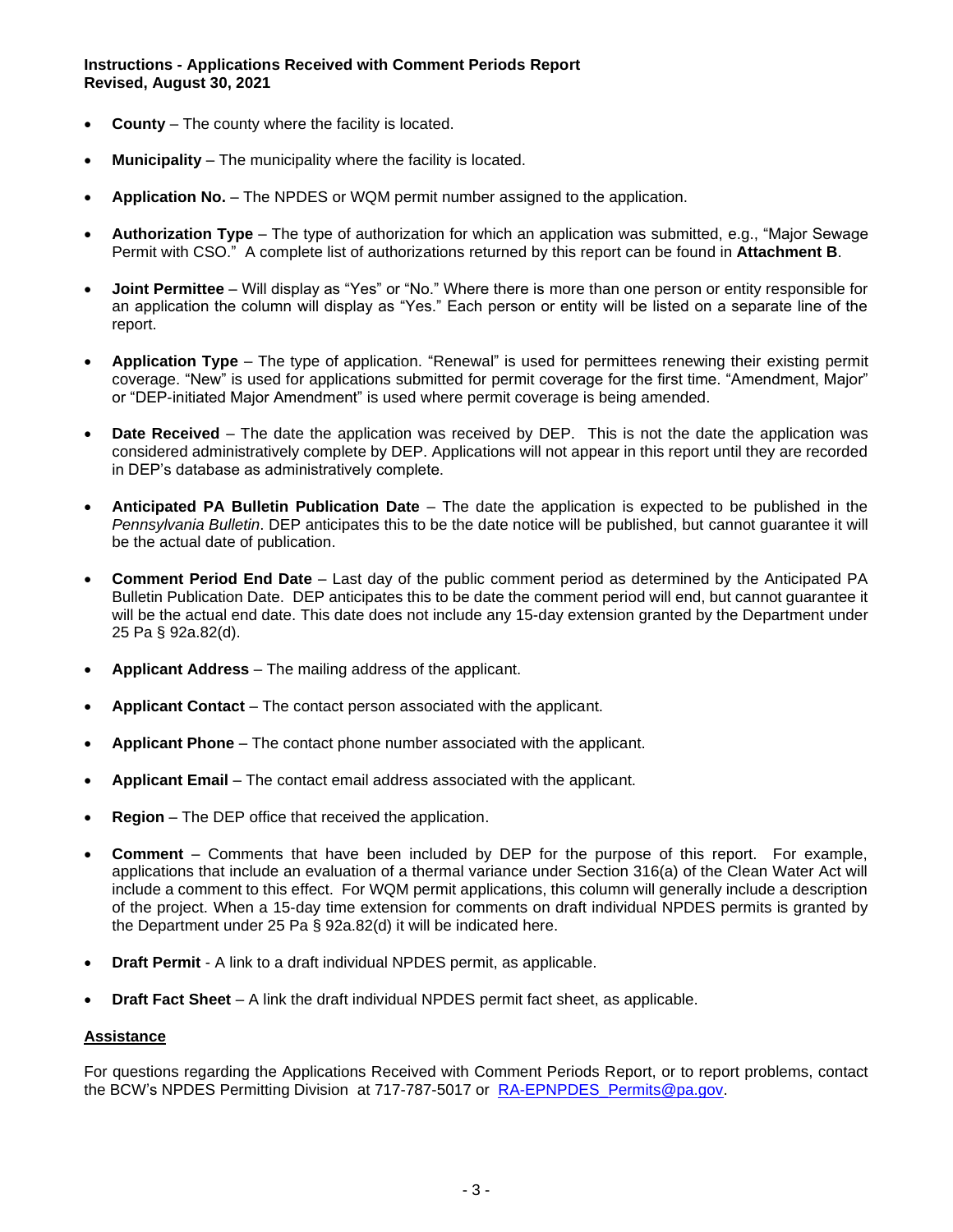- **County** – The county where the facility is located.

- **Municipality** – The municipality where the facility is located.

- **Application No.** – The NPDES or WQM permit number assigned to the application.

- **Authorization Type** – The type of authorization for which an application was submitted, e.g., "Major Sewage Permit with CSO." A complete list of authorizations returned by this report can be found in **Attachment B**.

- **Joint Permittee** – Will display as "Yes" or "No." Where there is more than one person or entity responsible for an application the column will display as "Yes." Each person or entity will be listed on a separate line of the report.

- **Application Type** – The type of application. "Renewal" is used for permittees renewing their existing permit coverage. "New" is used for applications submitted for permit coverage for the first time. "Amendment, Major" or "DEP-initiated Major Amendment" is used where permit coverage is being amended.

- **Date Received** – The date the application was received by DEP. This is not the date the application was considered administratively complete by DEP. Applications will not appear in this report until they are recorded in DEP's database as administratively complete.

- **Anticipated PA Bulletin Publication Date** – The date the application is expected to be published in the *Pennsylvania Bulletin*. DEP anticipates this to be the date notice will be published, but cannot guarantee it will be the actual date of publication.

- **Comment Period End Date** – Last day of the public comment period as determined by the Anticipated PA Bulletin Publication Date. DEP anticipates this to be date the comment period will end, but cannot guarantee it will be the actual end date. This date does not include any 15-day extension granted by the Department under 25 Pa § 92a.82(d).

- **Applicant Address** – The mailing address of the applicant.

- **Applicant Contact** – The contact person associated with the applicant.

- **Applicant Phone** – The contact phone number associated with the applicant.

- **Applicant Email** – The contact email address associated with the applicant.

- **Region** – The DEP office that received the application.

- **Comment** – Comments that have been included by DEP for the purpose of this report. For example, applications that include an evaluation of a thermal variance under Section 316(a) of the Clean Water Act will include a comment to this effect. For WQM permit applications, this column will generally include a description of the project. When a 15-day time extension for comments on draft individual NPDES permits is granted by the Department under 25 Pa § 92a.82(d) it will be indicated here.

- **Draft Permit** - A link to a draft individual NPDES permit, as applicable.

- **Draft Fact Sheet** – A link the draft individual NPDES permit fact sheet, as applicable.

**Assistance**

For questions regarding the Applications Received with Comment Periods Report, or to report problems, contact the BCW's NPDES Permitting Division at 717-787-5017 or RA-EPNPDES_Permits@pa.gov.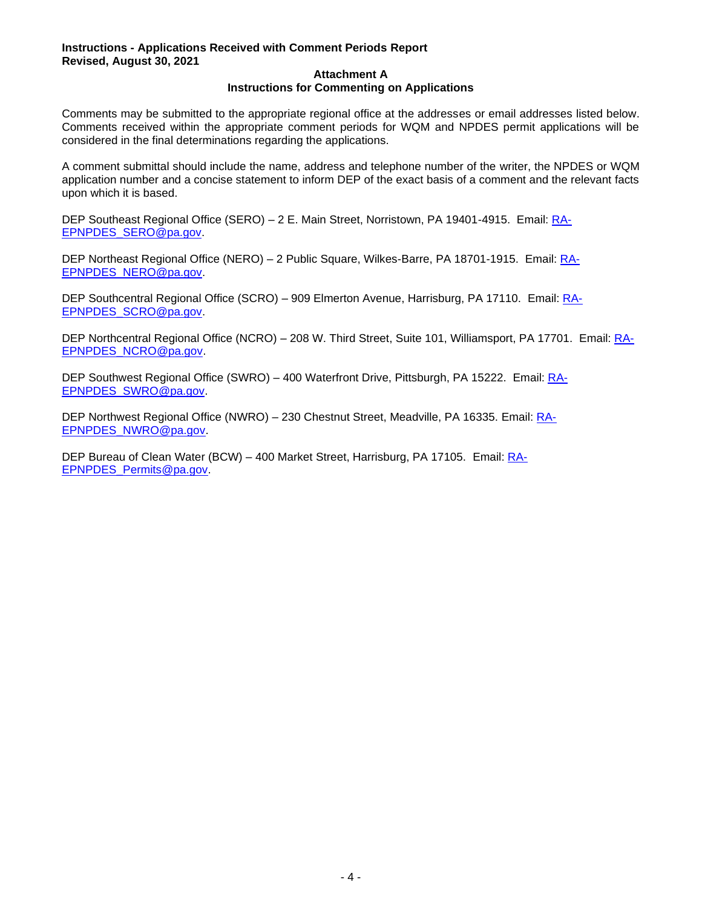## Attachment A
## Instructions for Commenting on Applications

Comments may be submitted to the appropriate regional office at the addresses or email addresses listed below. Comments received within the appropriate comment periods for WQM and NPDES permit applications will be considered in the final determinations regarding the applications.

A comment submittal should include the name, address and telephone number of the writer, the NPDES or WQM application number and a concise statement to inform DEP of the exact basis of a comment and the relevant facts upon which it is based.

DEP Southeast Regional Office (SERO) – 2 E. Main Street, Norristown, PA 19401-4915. Email: RA-EPNPDES_SERO@pa.gov.

DEP Northeast Regional Office (NERO) – 2 Public Square, Wilkes-Barre, PA 18701-1915. Email: RA-EPNPDES_NERO@pa.gov.

DEP Southcentral Regional Office (SCRO) – 909 Elmerton Avenue, Harrisburg, PA 17110. Email: RA-EPNPDES_SCRO@pa.gov.

DEP Northcentral Regional Office (NCRO) – 208 W. Third Street, Suite 101, Williamsport, PA 17701. Email: RA-EPNPDES_NCRO@pa.gov.

DEP Southwest Regional Office (SWRO) – 400 Waterfront Drive, Pittsburgh, PA 15222. Email: RA-EPNPDES_SWRO@pa.gov.

DEP Northwest Regional Office (NWRO) – 230 Chestnut Street, Meadville, PA 16335. Email: RA-EPNPDES_NWRO@pa.gov.

DEP Bureau of Clean Water (BCW) – 400 Market Street, Harrisburg, PA 17105. Email: RA-EPNPDES_Permits@pa.gov.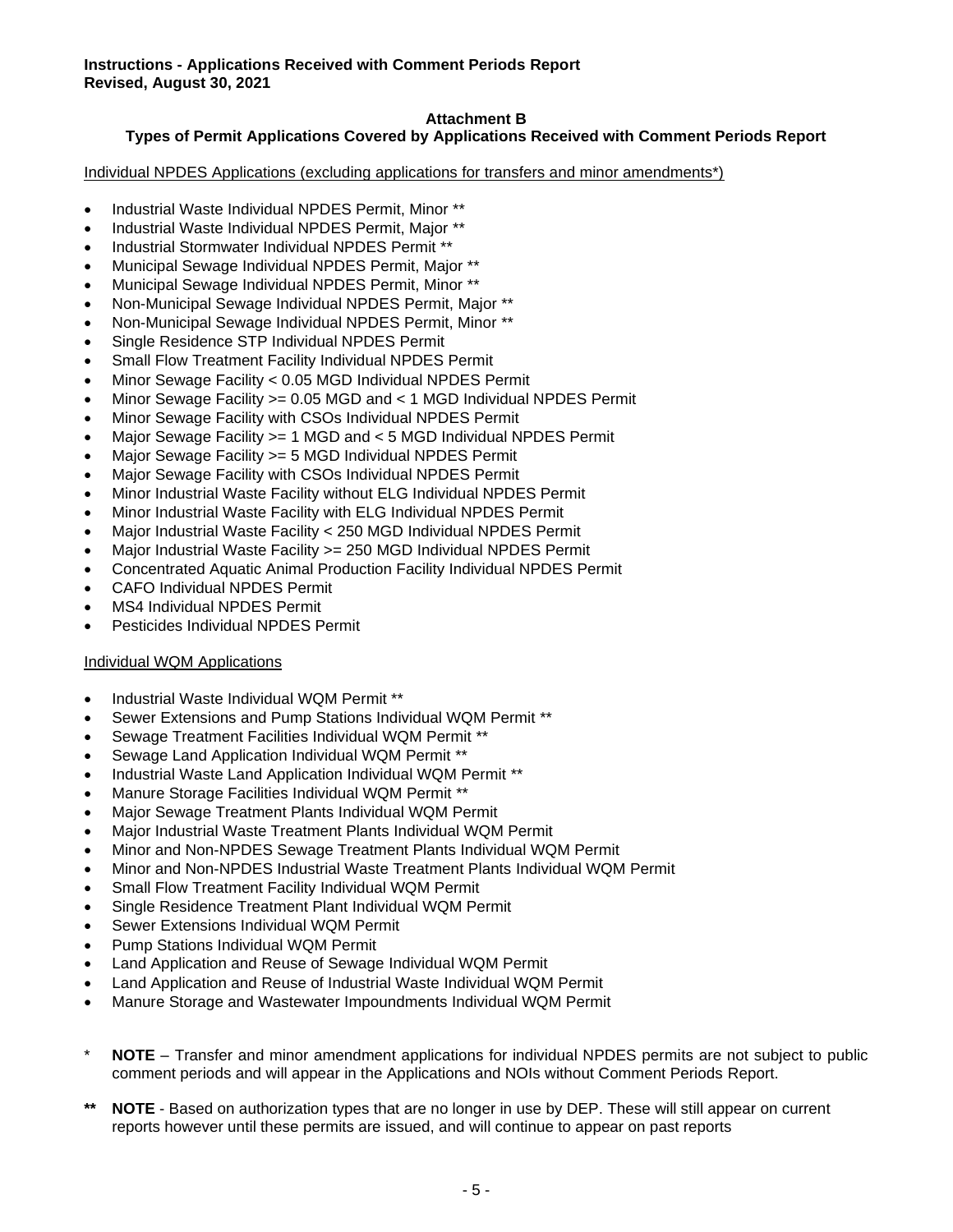## Attachment B
## Types of Permit Applications Covered by Applications Received with Comment Periods Report

Individual NPDES Applications (excluding applications for transfers and minor amendments*)

- Industrial Waste Individual NPDES Permit, Minor **
- Industrial Waste Individual NPDES Permit, Major **
- Industrial Stormwater Individual NPDES Permit **
- Municipal Sewage Individual NPDES Permit, Major **
- Municipal Sewage Individual NPDES Permit, Minor **
- Non-Municipal Sewage Individual NPDES Permit, Major **
- Non-Municipal Sewage Individual NPDES Permit, Minor **
- Single Residence STP Individual NPDES Permit
- Small Flow Treatment Facility Individual NPDES Permit
- Minor Sewage Facility < 0.05 MGD Individual NPDES Permit
- Minor Sewage Facility >= 0.05 MGD and < 1 MGD Individual NPDES Permit
- Minor Sewage Facility with CSOs Individual NPDES Permit
- Major Sewage Facility >= 1 MGD and < 5 MGD Individual NPDES Permit
- Major Sewage Facility >= 5 MGD Individual NPDES Permit
- Major Sewage Facility with CSOs Individual NPDES Permit
- Minor Industrial Waste Facility without ELG Individual NPDES Permit
- Minor Industrial Waste Facility with ELG Individual NPDES Permit
- Major Industrial Waste Facility < 250 MGD Individual NPDES Permit
- Major Industrial Waste Facility >= 250 MGD Individual NPDES Permit
- Concentrated Aquatic Animal Production Facility Individual NPDES Permit
- CAFO Individual NPDES Permit
- MS4 Individual NPDES Permit
- Pesticides Individual NPDES Permit

Individual WQM Applications

- Industrial Waste Individual WQM Permit **
- Sewer Extensions and Pump Stations Individual WQM Permit **
- Sewage Treatment Facilities Individual WQM Permit **
- Sewage Land Application Individual WQM Permit **
- Industrial Waste Land Application Individual WQM Permit **
- Manure Storage Facilities Individual WQM Permit **
- Major Sewage Treatment Plants Individual WQM Permit
- Major Industrial Waste Treatment Plants Individual WQM Permit
- Minor and Non-NPDES Sewage Treatment Plants Individual WQM Permit
- Minor and Non-NPDES Industrial Waste Treatment Plants Individual WQM Permit
- Small Flow Treatment Facility Individual WQM Permit
- Single Residence Treatment Plant Individual WQM Permit
- Sewer Extensions Individual WQM Permit
- Pump Stations Individual WQM Permit
- Land Application and Reuse of Sewage Individual WQM Permit
- Land Application and Reuse of Industrial Waste Individual WQM Permit
- Manure Storage and Wastewater Impoundments Individual WQM Permit

\* **NOTE** – Transfer and minor amendment applications for individual NPDES permits are not subject to public comment periods and will appear in the Applications and NOIs without Comment Periods Report.

** **NOTE** - Based on authorization types that are no longer in use by DEP. These will still appear on current reports however until these permits are issued, and will continue to appear on past reports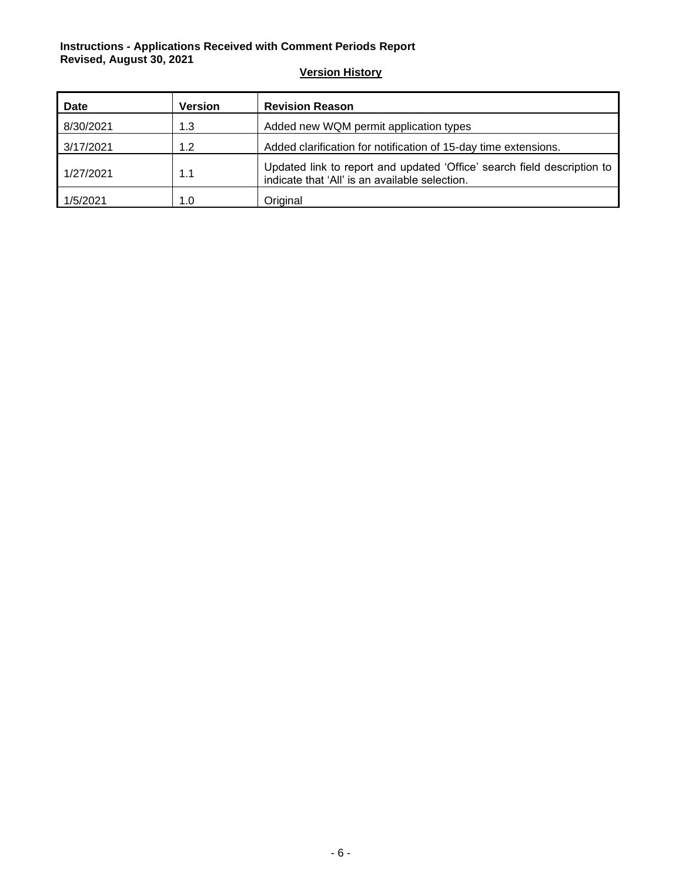**Version History**

| Date | Version | Revision Reason |
|---|---|---|
| 8/30/2021 | 1.3 | Added new WQM permit application types |
| 3/17/2021 | 1.2 | Added clarification for notification of 15-day time extensions. |
| 1/27/2021 | 1.1 | Updated link to report and updated 'Office' search field description to indicate that 'All' is an available selection. |
| 1/5/2021 | 1.0 | Original |